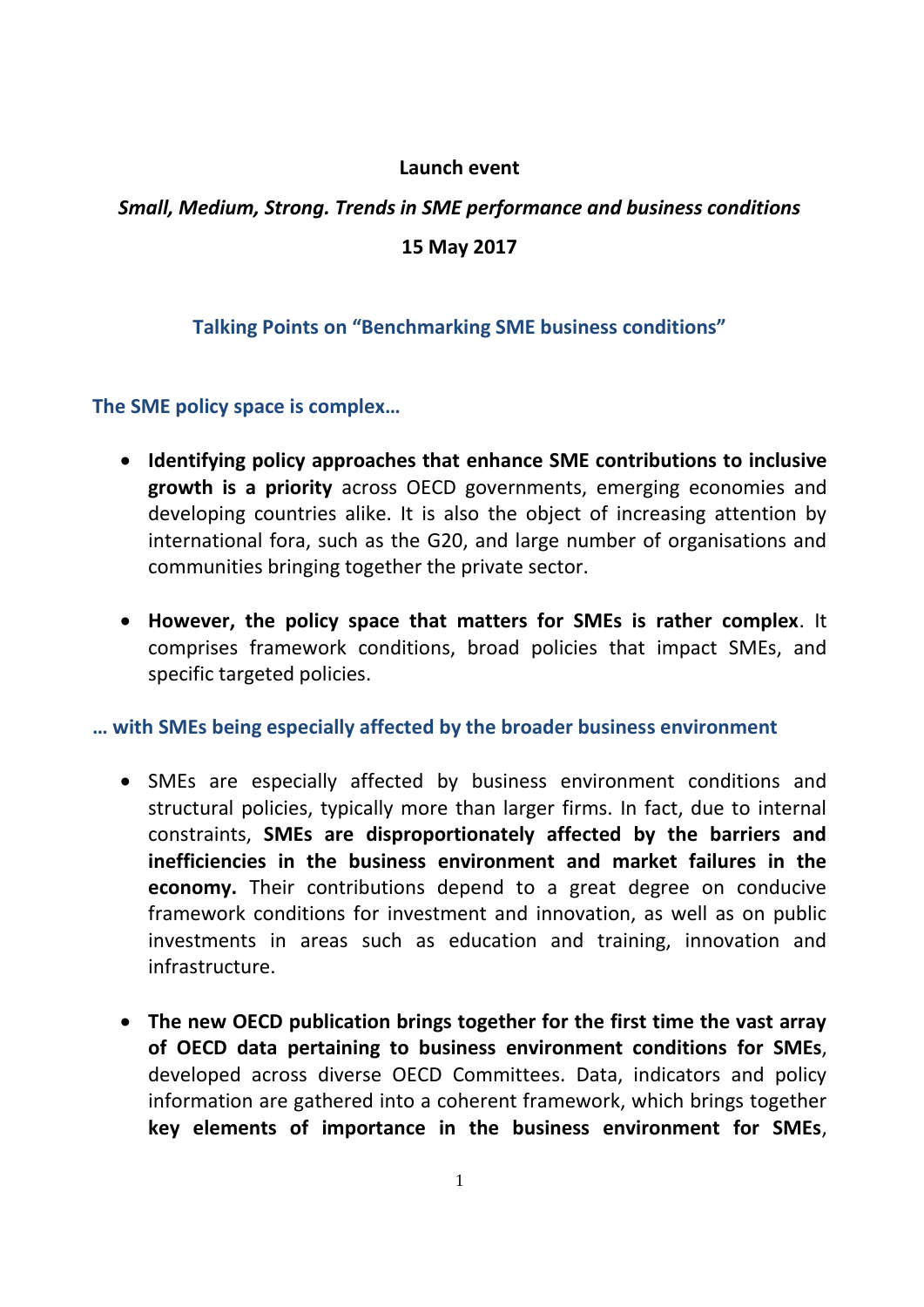**Launch event**

***Small, Medium, Strong. Trends in SME performance and business conditions***

**15 May 2017**

## Talking Points on "Benchmarking SME business conditions"

### The SME policy space is complex…

- **Identifying policy approaches that enhance SME contributions to inclusive growth is a priority** across OECD governments, emerging economies and developing countries alike. It is also the object of increasing attention by international fora, such as the G20, and large number of organisations and communities bringing together the private sector.

- **However, the policy space that matters for SMEs is rather complex**. It comprises framework conditions, broad policies that impact SMEs, and specific targeted policies.

### … with SMEs being especially affected by the broader business environment

- SMEs are especially affected by business environment conditions and structural policies, typically more than larger firms. In fact, due to internal constraints, **SMEs are disproportionately affected by the barriers and inefficiencies in the business environment and market failures in the economy.** Their contributions depend to a great degree on conducive framework conditions for investment and innovation, as well as on public investments in areas such as education and training, innovation and infrastructure.

- **The new OECD publication brings together for the first time the vast array of OECD data pertaining to business environment conditions for SMEs**, developed across diverse OECD Committees. Data, indicators and policy information are gathered into a coherent framework, which brings together **key elements of importance in the business environment for SMEs**,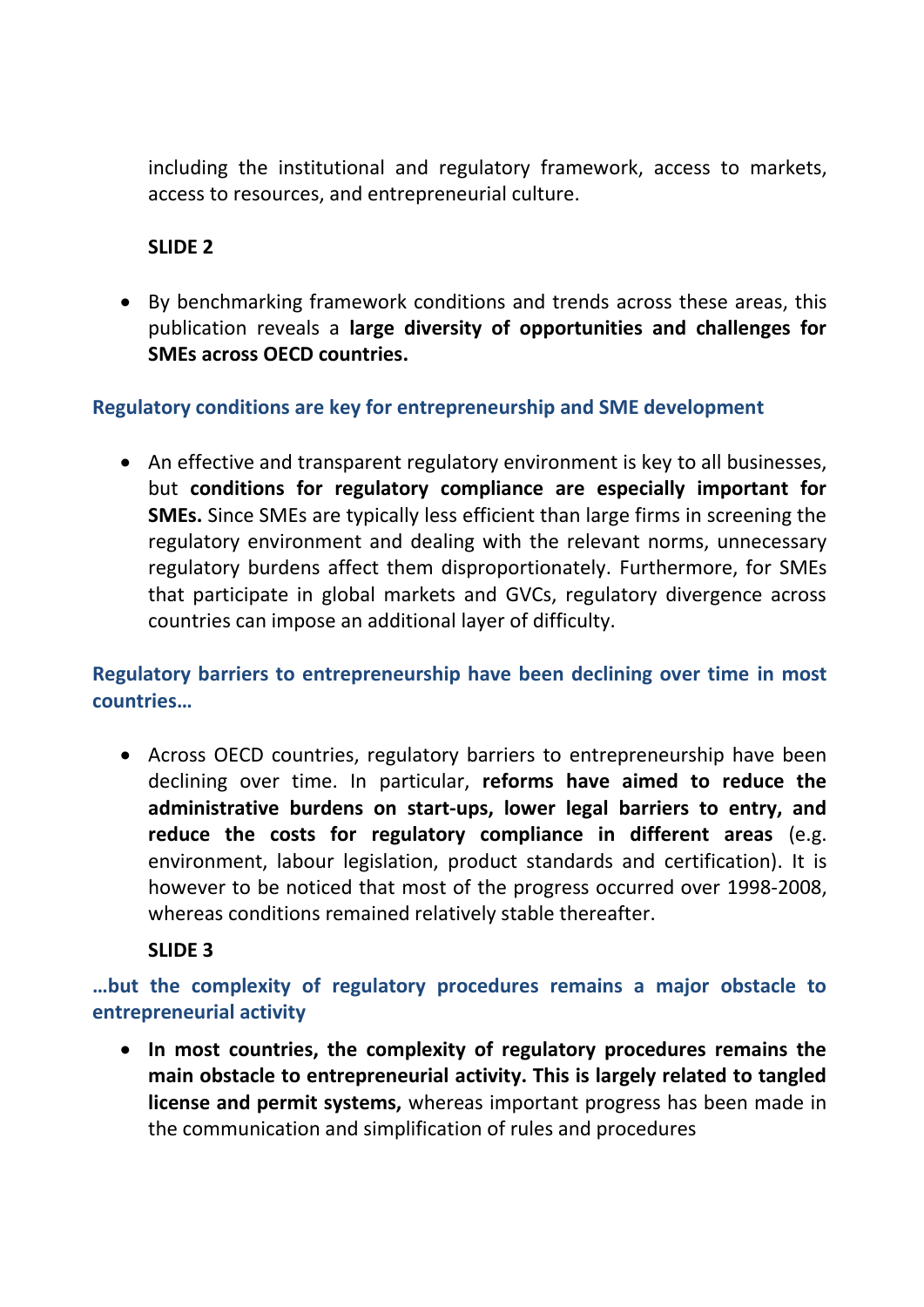including the institutional and regulatory framework, access to markets, access to resources, and entrepreneurial culture.

**SLIDE 2**

- By benchmarking framework conditions and trends across these areas, this publication reveals a **large diversity of opportunities and challenges for SMEs across OECD countries.**

### Regulatory conditions are key for entrepreneurship and SME development

- An effective and transparent regulatory environment is key to all businesses, but **conditions for regulatory compliance are especially important for SMEs.** Since SMEs are typically less efficient than large firms in screening the regulatory environment and dealing with the relevant norms, unnecessary regulatory burdens affect them disproportionately. Furthermore, for SMEs that participate in global markets and GVCs, regulatory divergence across countries can impose an additional layer of difficulty.

### Regulatory barriers to entrepreneurship have been declining over time in most countries…

- Across OECD countries, regulatory barriers to entrepreneurship have been declining over time. In particular, **reforms have aimed to reduce the administrative burdens on start-ups, lower legal barriers to entry, and reduce the costs for regulatory compliance in different areas** (e.g. environment, labour legislation, product standards and certification). It is however to be noticed that most of the progress occurred over 1998-2008, whereas conditions remained relatively stable thereafter.

**SLIDE 3**

### …but the complexity of regulatory procedures remains a major obstacle to entrepreneurial activity

- **In most countries, the complexity of regulatory procedures remains the main obstacle to entrepreneurial activity. This is largely related to tangled license and permit systems,** whereas important progress has been made in the communication and simplification of rules and procedures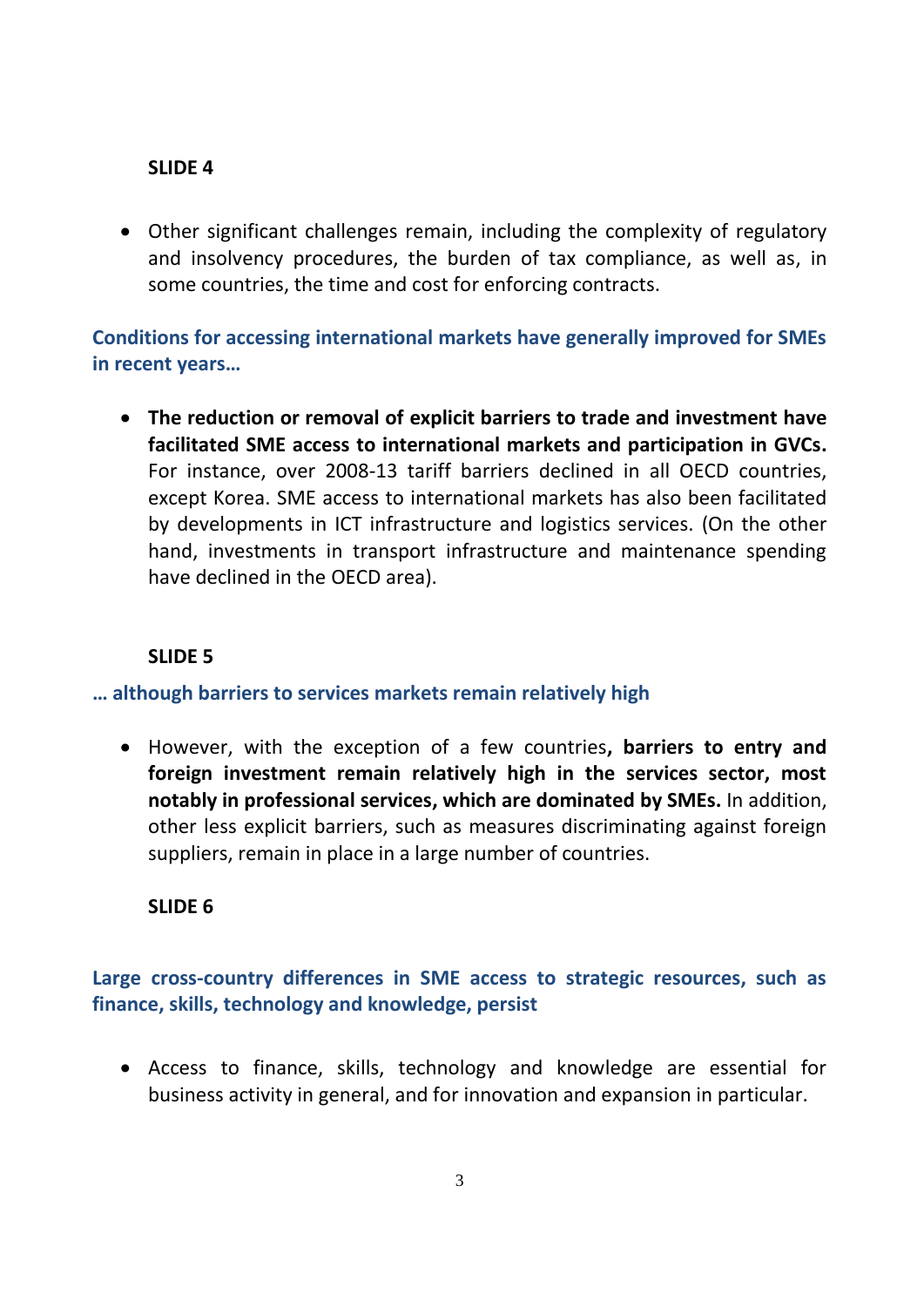**SLIDE 4**

- Other significant challenges remain, including the complexity of regulatory and insolvency procedures, the burden of tax compliance, as well as, in some countries, the time and cost for enforcing contracts.

### Conditions for accessing international markets have generally improved for SMEs in recent years…

- **The reduction or removal of explicit barriers to trade and investment have facilitated SME access to international markets and participation in GVCs.** For instance, over 2008-13 tariff barriers declined in all OECD countries, except Korea. SME access to international markets has also been facilitated by developments in ICT infrastructure and logistics services. (On the other hand, investments in transport infrastructure and maintenance spending have declined in the OECD area).

**SLIDE 5**

### … although barriers to services markets remain relatively high

- However, with the exception of a few countries**, barriers to entry and foreign investment remain relatively high in the services sector, most notably in professional services, which are dominated by SMEs.** In addition, other less explicit barriers, such as measures discriminating against foreign suppliers, remain in place in a large number of countries.

**SLIDE 6**

### Large cross-country differences in SME access to strategic resources, such as finance, skills, technology and knowledge, persist

- Access to finance, skills, technology and knowledge are essential for business activity in general, and for innovation and expansion in particular.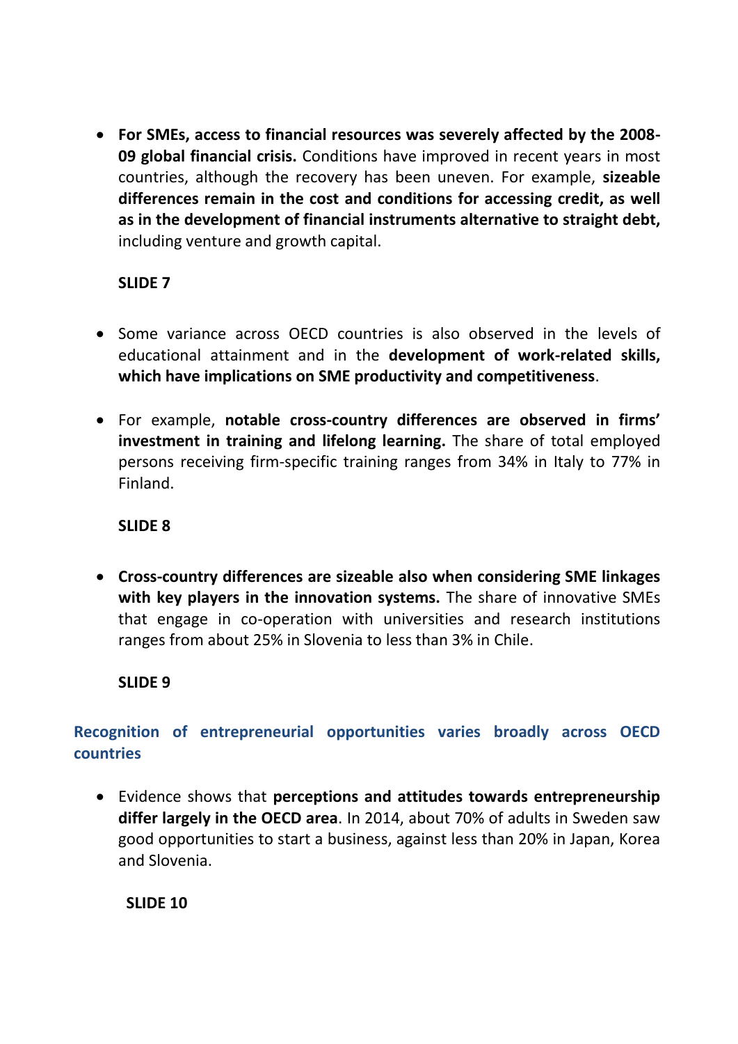- **For SMEs, access to financial resources was severely affected by the 2008-09 global financial crisis.** Conditions have improved in recent years in most countries, although the recovery has been uneven. For example, **sizeable differences remain in the cost and conditions for accessing credit, as well as in the development of financial instruments alternative to straight debt,** including venture and growth capital.

**SLIDE 7**

- Some variance across OECD countries is also observed in the levels of educational attainment and in the **development of work-related skills, which have implications on SME productivity and competitiveness**.

- For example, **notable cross-country differences are observed in firms' investment in training and lifelong learning.** The share of total employed persons receiving firm-specific training ranges from 34% in Italy to 77% in Finland.

**SLIDE 8**

- **Cross-country differences are sizeable also when considering SME linkages with key players in the innovation systems.** The share of innovative SMEs that engage in co-operation with universities and research institutions ranges from about 25% in Slovenia to less than 3% in Chile.

**SLIDE 9**

## Recognition of entrepreneurial opportunities varies broadly across OECD countries

- Evidence shows that **perceptions and attitudes towards entrepreneurship differ largely in the OECD area**. In 2014, about 70% of adults in Sweden saw good opportunities to start a business, against less than 20% in Japan, Korea and Slovenia.

**SLIDE 10**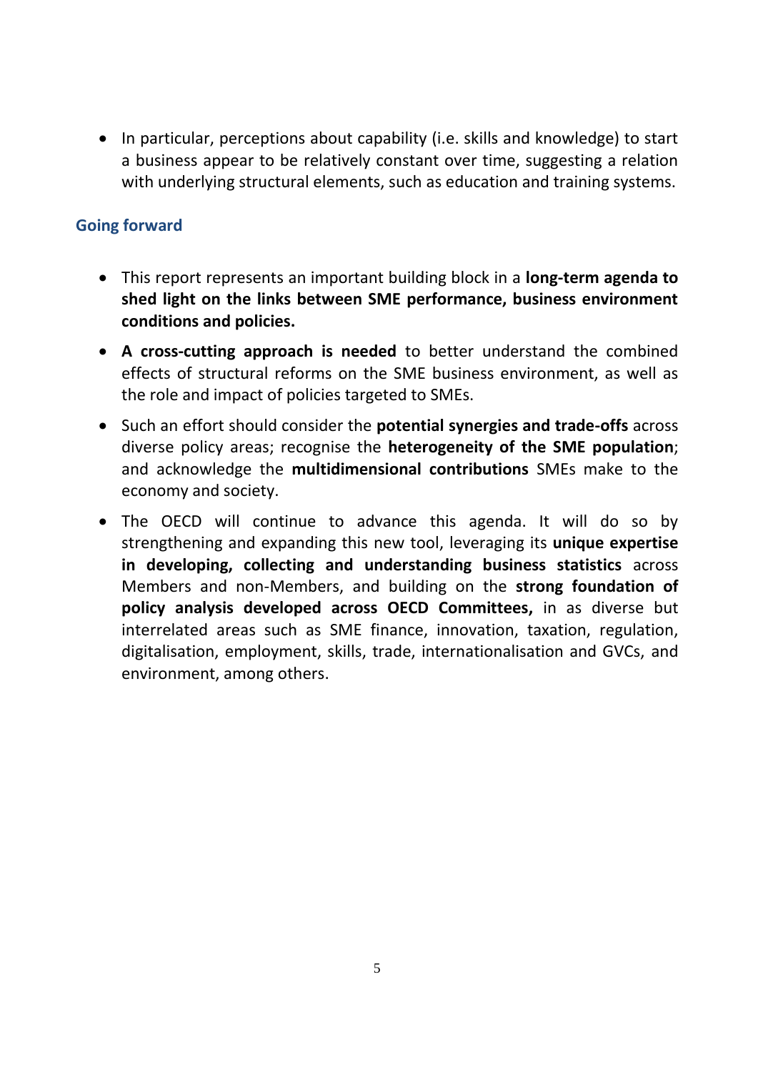- In particular, perceptions about capability (i.e. skills and knowledge) to start a business appear to be relatively constant over time, suggesting a relation with underlying structural elements, such as education and training systems.

## Going forward

- This report represents an important building block in a **long-term agenda to shed light on the links between SME performance, business environment conditions and policies.**
- **A cross-cutting approach is needed** to better understand the combined effects of structural reforms on the SME business environment, as well as the role and impact of policies targeted to SMEs.
- Such an effort should consider the **potential synergies and trade-offs** across diverse policy areas; recognise the **heterogeneity of the SME population**; and acknowledge the **multidimensional contributions** SMEs make to the economy and society.
- The OECD will continue to advance this agenda. It will do so by strengthening and expanding this new tool, leveraging its **unique expertise in developing, collecting and understanding business statistics** across Members and non-Members, and building on the **strong foundation of policy analysis developed across OECD Committees,** in as diverse but interrelated areas such as SME finance, innovation, taxation, regulation, digitalisation, employment, skills, trade, internationalisation and GVCs, and environment, among others.